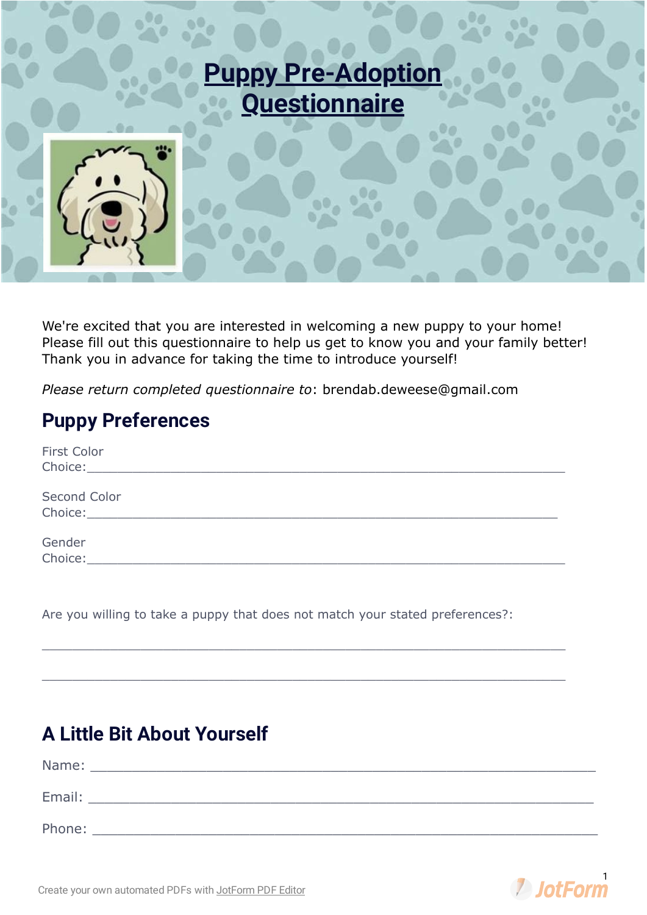# Puppy Pre-Adoption Questionnaire

We're excited that you are interested in welcoming a new puppy to your home! Please fill out this questionnaire to help us get to know you and your family better! Thank you in advance for taking the time to introduce yourself!

*Please return completed questionnaire to*: brendab.deweese@gmail.com

## Puppy Preferences

First Color Choice:_______________________________________________________________

Second Color Choice:_____________________________________________________________

Gender Choice:_______________________________________________________________

Are you willing to take a puppy that does not match your stated preferences?:

_______________________________________________________________________

_______________________________________________________________________

## A Little Bit About Yourself

Name: _______________________________________________________________

Email: _______________________________________________________________

Phone: _______________________________________________________________

Create your own automated PDFs with JotForm PDF Editor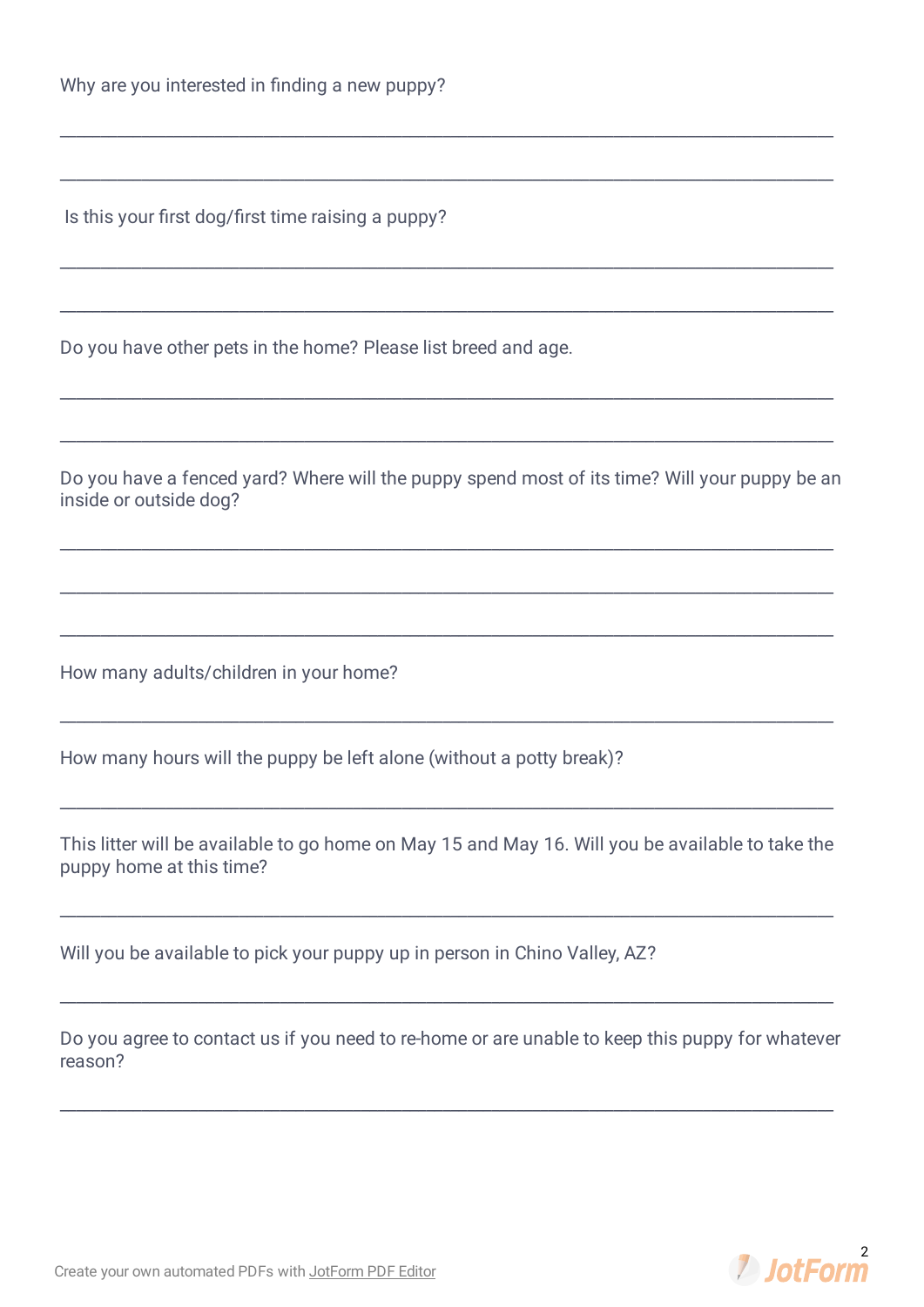Why are you interested in finding a new puppy?

___________________________________________________________________________

___________________________________________________________________________

Is this your first dog/first time raising a puppy?

___________________________________________________________________________

___________________________________________________________________________

Do you have other pets in the home? Please list breed and age.

___________________________________________________________________________

___________________________________________________________________________

Do you have a fenced yard? Where will the puppy spend most of its time? Will your puppy be an inside or outside dog?

___________________________________________________________________________

___________________________________________________________________________

___________________________________________________________________________

How many adults/children in your home?

___________________________________________________________________________

How many hours will the puppy be left alone (without a potty break)?

___________________________________________________________________________

This litter will be available to go home on May 15 and May 16. Will you be available to take the puppy home at this time?

___________________________________________________________________________

Will you be available to pick your puppy up in person in Chino Valley, AZ?

___________________________________________________________________________

Do you agree to contact us if you need to re-home or are unable to keep this puppy for whatever reason?

___________________________________________________________________________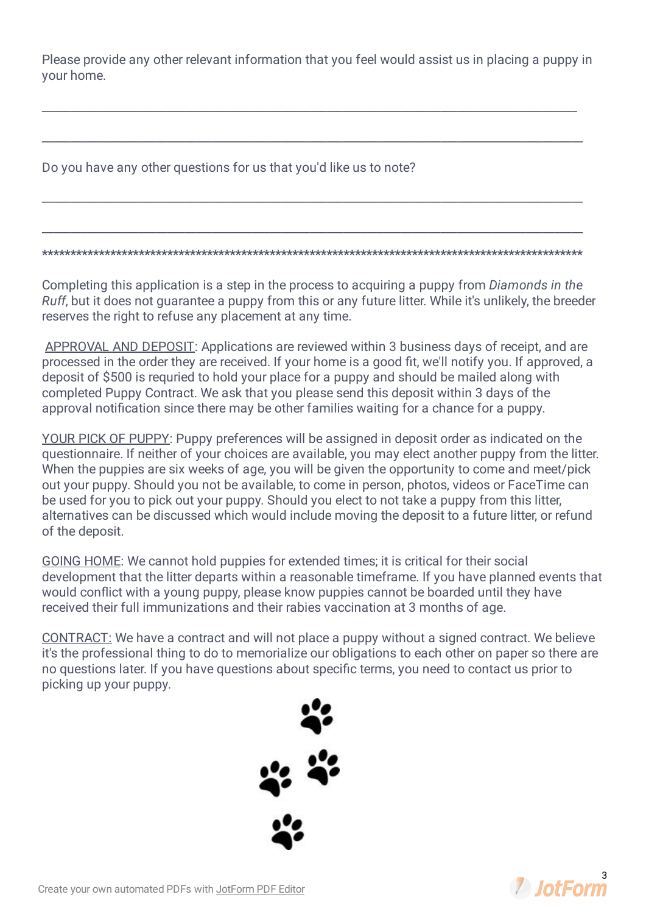Please provide any other relevant information that you feel would assist us in placing a puppy in your home.

______________________________________________________________________________

______________________________________________________________________________

Do you have any other questions for us that you'd like us to note?

______________________________________________________________________________

______________________________________________________________________________

****************************************************************************************************

Completing this application is a step in the process to acquiring a puppy from *Diamonds in the Ruff*, but it does not guarantee a puppy from this or any future litter. While it's unlikely, the breeder reserves the right to refuse any placement at any time.

<u>APPROVAL AND DEPOSIT</u>: Applications are reviewed within 3 business days of receipt, and are processed in the order they are received. If your home is a good fit, we'll notify you. If approved, a deposit of $500 is requried to hold your place for a puppy and should be mailed along with completed Puppy Contract. We ask that you please send this deposit within 3 days of the approval notification since there may be other families waiting for a chance for a puppy.

<u>YOUR PICK OF PUPPY</u>: Puppy preferences will be assigned in deposit order as indicated on the questionnaire. If neither of your choices are available, you may elect another puppy from the litter. When the puppies are six weeks of age, you will be given the opportunity to come and meet/pick out your puppy. Should you not be available, to come in person, photos, videos or FaceTime can be used for you to pick out your puppy. Should you elect to not take a puppy from this litter, alternatives can be discussed which would include moving the deposit to a future litter, or refund of the deposit.

<u>GOING HOME</u>: We cannot hold puppies for extended times; it is critical for their social development that the litter departs within a reasonable timeframe. If you have planned events that would conflict with a young puppy, please know puppies cannot be boarded until they have received their full immunizations and their rabies vaccination at 3 months of age.

<u>CONTRACT:</u> We have a contract and will not place a puppy without a signed contract. We believe it's the professional thing to do to memorialize our obligations to each other on paper so there are no questions later. If you have questions about specific terms, you need to contact us prior to picking up your puppy.